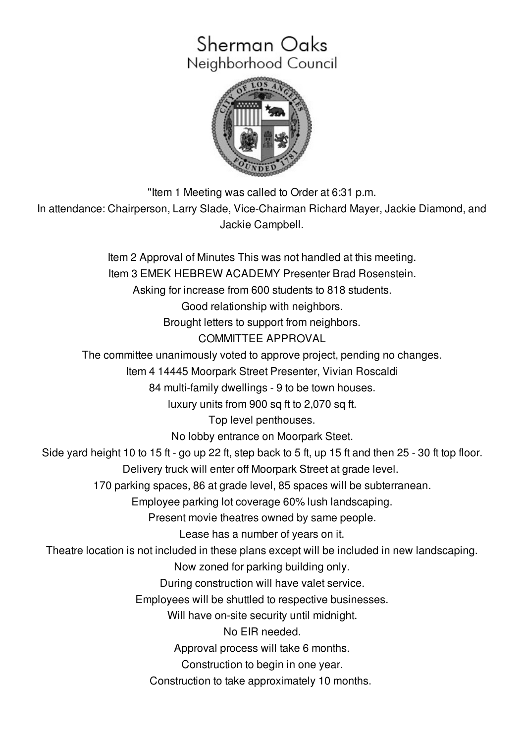# Sherman Oaks
## Neighborhood Council

"Item 1 Meeting was called to Order at 6:31 p.m.

In attendance: Chairperson, Larry Slade, Vice-Chairman Richard Mayer, Jackie Diamond, and Jackie Campbell.

Item 2 Approval of Minutes This was not handled at this meeting.

Item 3 EMEK HEBREW ACADEMY Presenter Brad Rosenstein.

Asking for increase from 600 students to 818 students.

Good relationship with neighbors.

Brought letters to support from neighbors.

COMMITTEE APPROVAL

The committee unanimously voted to approve project, pending no changes.

Item 4 14445 Moorpark Street Presenter, Vivian Roscaldi

84 multi-family dwellings - 9 to be town houses.

luxury units from 900 sq ft to 2,070 sq ft.

Top level penthouses.

No lobby entrance on Moorpark Steet.

Side yard height 10 to 15 ft - go up 22 ft, step back to 5 ft, up 15 ft and then 25 - 30 ft top floor.

Delivery truck will enter off Moorpark Street at grade level.

170 parking spaces, 86 at grade level, 85 spaces will be subterranean.

Employee parking lot coverage 60% lush landscaping.

Present movie theatres owned by same people.

Lease has a number of years on it.

Theatre location is not included in these plans except will be included in new landscaping.

Now zoned for parking building only.

During construction will have valet service.

Employees will be shuttled to respective businesses.

Will have on-site security until midnight.

No EIR needed.

Approval process will take 6 months.

Construction to begin in one year.

Construction to take approximately 10 months.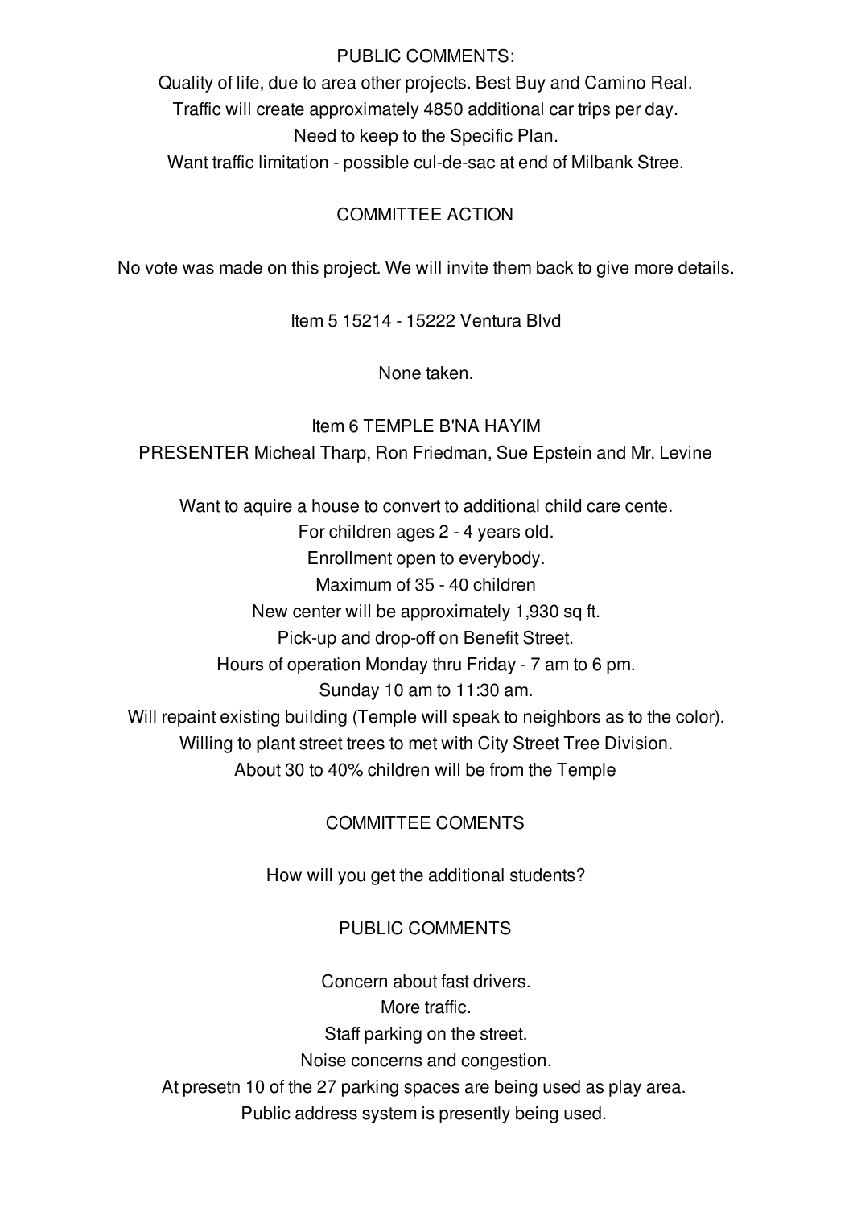PUBLIC COMMENTS:

Quality of life, due to area other projects. Best Buy and Camino Real.

Traffic will create approximately 4850 additional car trips per day.

Need to keep to the Specific Plan.

Want traffic limitation - possible cul-de-sac at end of Milbank Stree.

COMMITTEE ACTION

No vote was made on this project. We will invite them back to give more details.

Item 5 15214 - 15222 Ventura Blvd

None taken.

Item 6 TEMPLE B'NA HAYIM

PRESENTER Micheal Tharp, Ron Friedman, Sue Epstein and Mr. Levine

Want to aquire a house to convert to additional child care cente.

For children ages 2 - 4 years old.

Enrollment open to everybody.

Maximum of 35 - 40 children

New center will be approximately 1,930 sq ft.

Pick-up and drop-off on Benefit Street.

Hours of operation Monday thru Friday - 7 am to 6 pm.

Sunday 10 am to 11:30 am.

Will repaint existing building (Temple will speak to neighbors as to the color).

Willing to plant street trees to met with City Street Tree Division.

About 30 to 40% children will be from the Temple

COMMITTEE COMENTS

How will you get the additional students?

PUBLIC COMMENTS

Concern about fast drivers.

More traffic.

Staff parking on the street.

Noise concerns and congestion.

At presetn 10 of the 27 parking spaces are being used as play area.

Public address system is presently being used.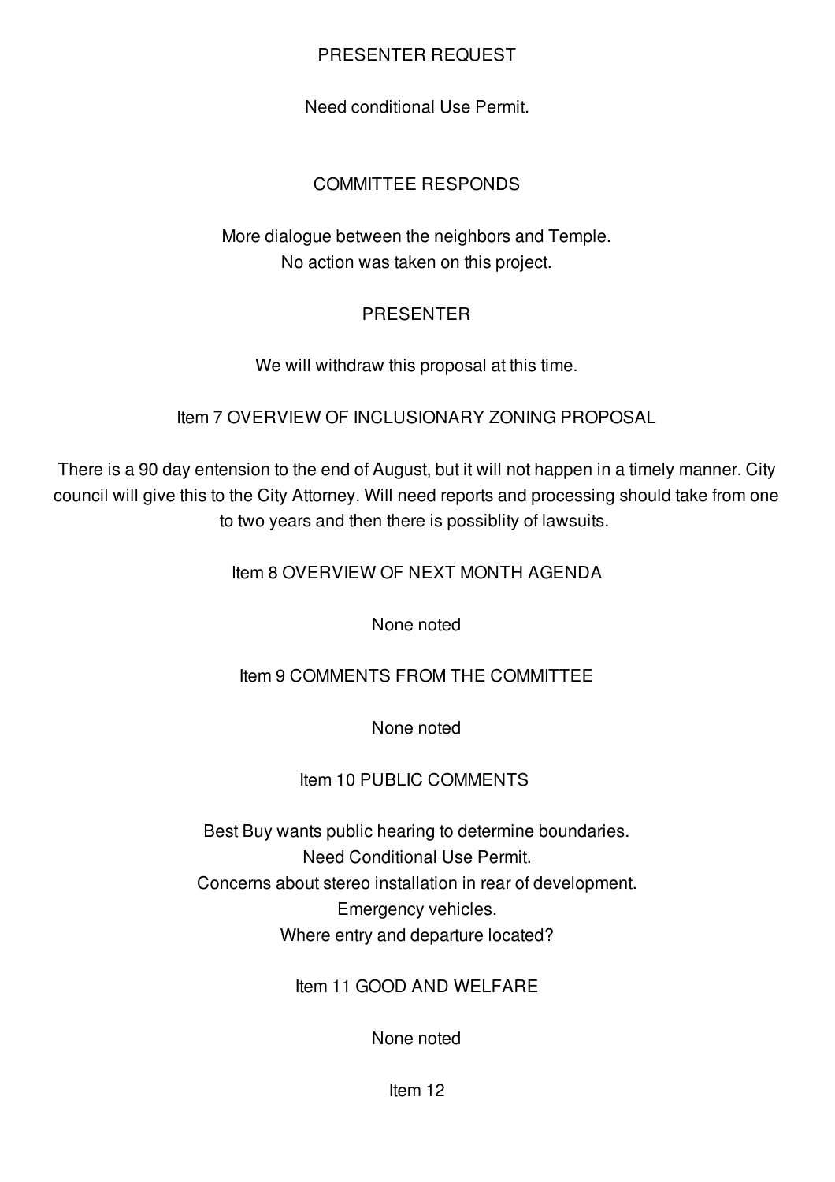PRESENTER REQUEST

Need conditional Use Permit.

COMMITTEE RESPONDS

More dialogue between the neighbors and Temple.
No action was taken on this project.

PRESENTER

We will withdraw this proposal at this time.

Item 7 OVERVIEW OF INCLUSIONARY ZONING PROPOSAL

There is a 90 day entension to the end of August, but it will not happen in a timely manner. City council will give this to the City Attorney. Will need reports and processing should take from one to two years and then there is possiblity of lawsuits.

Item 8 OVERVIEW OF NEXT MONTH AGENDA

None noted

Item 9 COMMENTS FROM THE COMMITTEE

None noted

Item 10 PUBLIC COMMENTS

Best Buy wants public hearing to determine boundaries.
Need Conditional Use Permit.
Concerns about stereo installation in rear of development.
Emergency vehicles.
Where entry and departure located?

Item 11 GOOD AND WELFARE

None noted

Item 12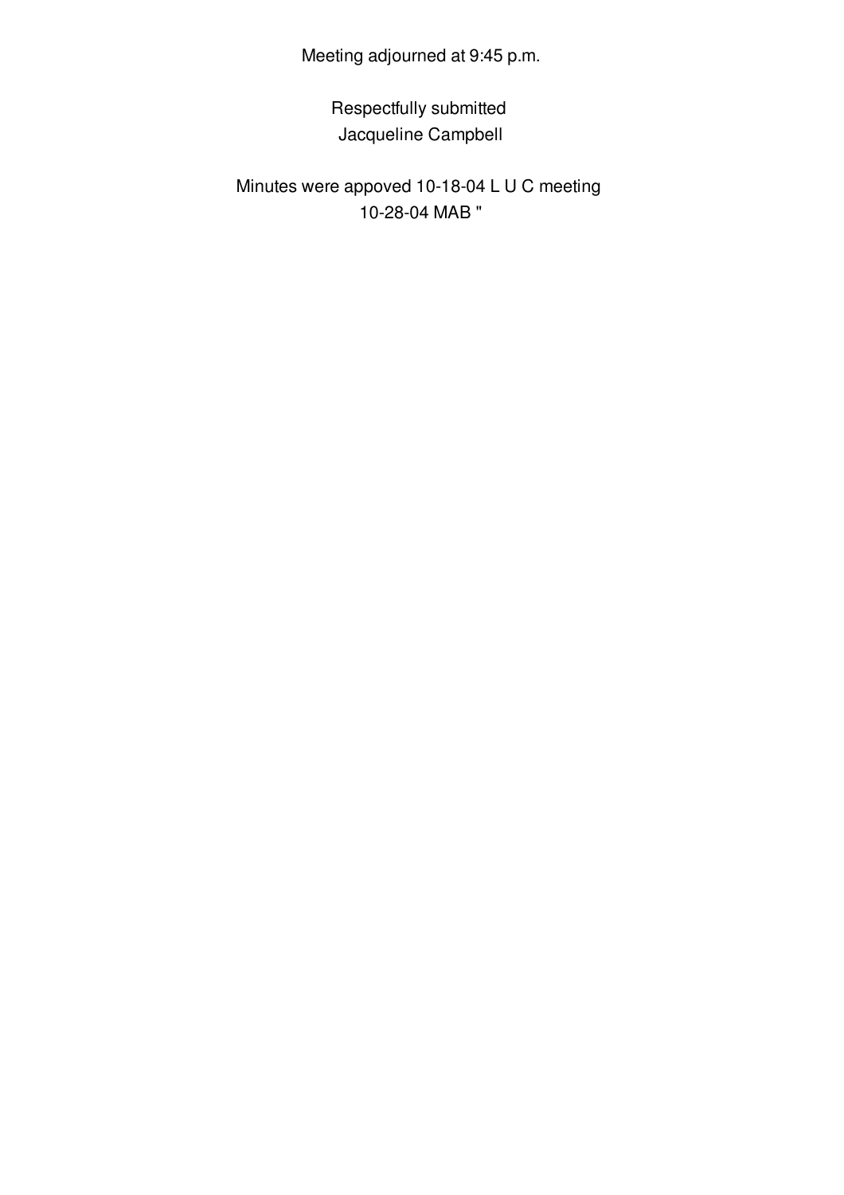Meeting adjourned at 9:45 p.m.

Respectfully submitted
Jacqueline Campbell

Minutes were appoved 10-18-04 L U C meeting
10-28-04 MAB "